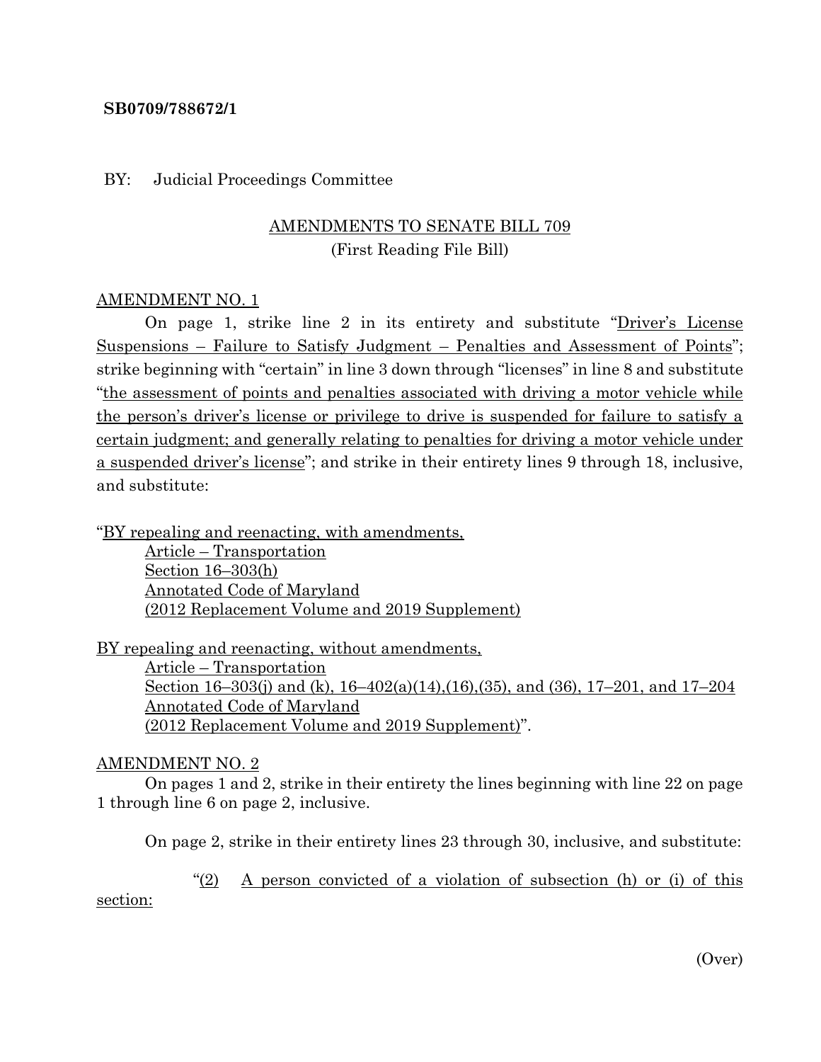**SB0709/788672/1**

BY: Judicial Proceedings Committee

AMENDMENTS TO SENATE BILL 709
(First Reading File Bill)

AMENDMENT NO. 1

On page 1, strike line 2 in its entirety and substitute "Driver's License Suspensions – Failure to Satisfy Judgment – Penalties and Assessment of Points"; strike beginning with "certain" in line 3 down through "licenses" in line 8 and substitute "the assessment of points and penalties associated with driving a motor vehicle while the person's driver's license or privilege to drive is suspended for failure to satisfy a certain judgment; and generally relating to penalties for driving a motor vehicle under a suspended driver's license"; and strike in their entirety lines 9 through 18, inclusive, and substitute:

"BY repealing and reenacting, with amendments,
Article – Transportation
Section 16–303(h)
Annotated Code of Maryland
(2012 Replacement Volume and 2019 Supplement)

BY repealing and reenacting, without amendments,
Article – Transportation
Section 16–303(j) and (k), 16–402(a)(14),(16),(35), and (36), 17–201, and 17–204
Annotated Code of Maryland
(2012 Replacement Volume and 2019 Supplement)".

AMENDMENT NO. 2

On pages 1 and 2, strike in their entirety the lines beginning with line 22 on page 1 through line 6 on page 2, inclusive.

On page 2, strike in their entirety lines 23 through 30, inclusive, and substitute:

"(2) A person convicted of a violation of subsection (h) or (i) of this section:

(Over)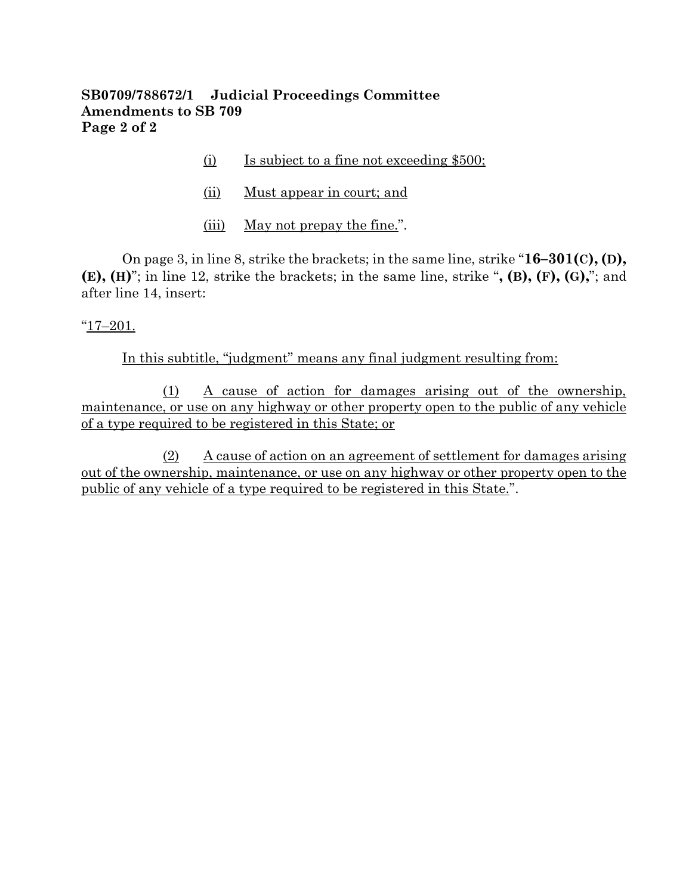(i) Is subject to a fine not exceeding $500;

(ii) Must appear in court; and

(iii) May not prepay the fine.".

On page 3, in line 8, strike the brackets; in the same line, strike "**16–301(C), (D), (E), (H)**"; in line 12, strike the brackets; in the same line, strike "**, (B), (F), (G),**"; and after line 14, insert:

"17–201.

In this subtitle, "judgment" means any final judgment resulting from:

(1) A cause of action for damages arising out of the ownership, maintenance, or use on any highway or other property open to the public of any vehicle of a type required to be registered in this State; or

(2) A cause of action on an agreement of settlement for damages arising out of the ownership, maintenance, or use on any highway or other property open to the public of any vehicle of a type required to be registered in this State.".